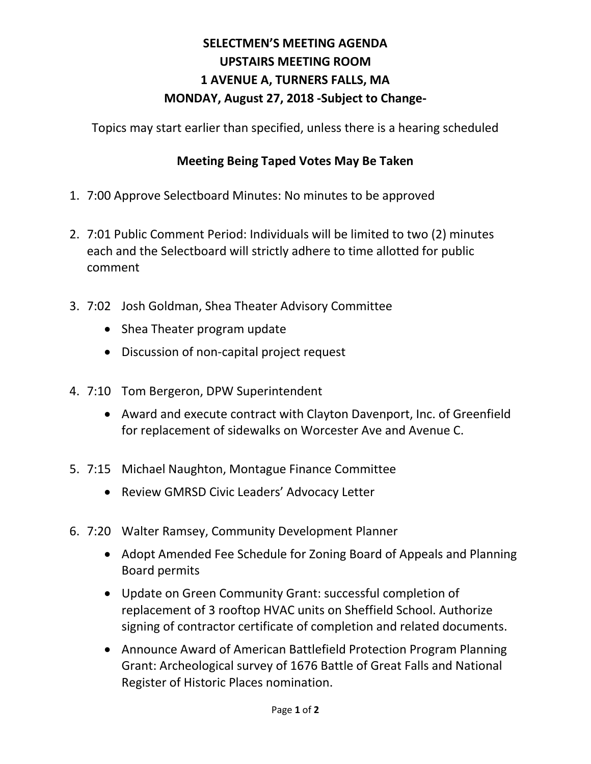# SELECTMEN'S MEETING AGENDA
# UPSTAIRS MEETING ROOM
# 1 AVENUE A, TURNERS FALLS, MA
# MONDAY, August 27, 2018 -Subject to Change-

Topics may start earlier than specified, unless there is a hearing scheduled

**Meeting Being Taped Votes May Be Taken**

1. 7:00 Approve Selectboard Minutes: No minutes to be approved

2. 7:01 Public Comment Period: Individuals will be limited to two (2) minutes each and the Selectboard will strictly adhere to time allotted for public comment

3. 7:02 Josh Goldman, Shea Theater Advisory Committee
   - Shea Theater program update
   - Discussion of non-capital project request

4. 7:10 Tom Bergeron, DPW Superintendent
   - Award and execute contract with Clayton Davenport, Inc. of Greenfield for replacement of sidewalks on Worcester Ave and Avenue C.

5. 7:15 Michael Naughton, Montague Finance Committee
   - Review GMRSD Civic Leaders' Advocacy Letter

6. 7:20 Walter Ramsey, Community Development Planner
   - Adopt Amended Fee Schedule for Zoning Board of Appeals and Planning Board permits
   - Update on Green Community Grant: successful completion of replacement of 3 rooftop HVAC units on Sheffield School. Authorize signing of contractor certificate of completion and related documents.
   - Announce Award of American Battlefield Protection Program Planning Grant: Archeological survey of 1676 Battle of Great Falls and National Register of Historic Places nomination.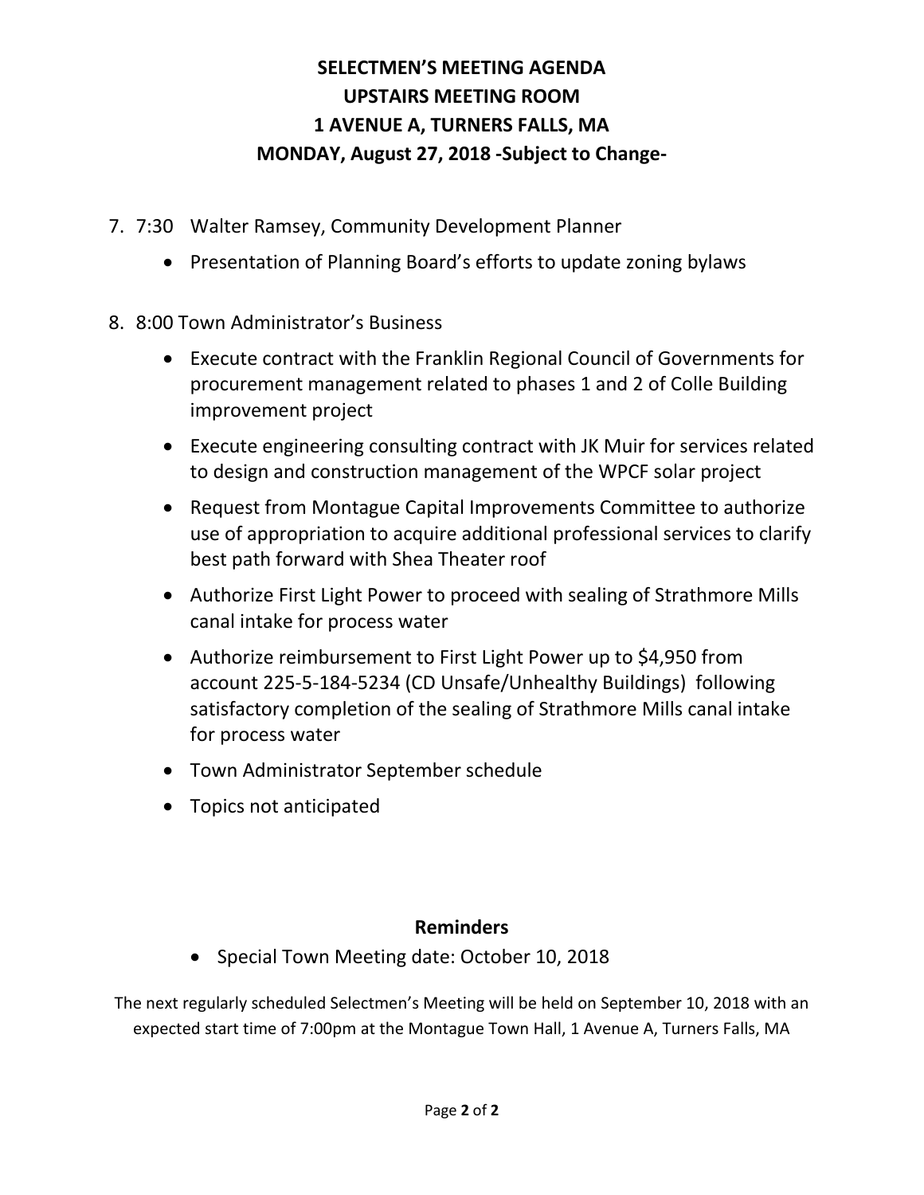# SELECTMEN'S MEETING AGENDA
# UPSTAIRS MEETING ROOM
# 1 AVENUE A, TURNERS FALLS, MA
# MONDAY, August 27, 2018 -Subject to Change-

7. 7:30 Walter Ramsey, Community Development Planner
   - Presentation of Planning Board's efforts to update zoning bylaws

8. 8:00 Town Administrator's Business
   - Execute contract with the Franklin Regional Council of Governments for procurement management related to phases 1 and 2 of Colle Building improvement project
   - Execute engineering consulting contract with JK Muir for services related to design and construction management of the WPCF solar project
   - Request from Montague Capital Improvements Committee to authorize use of appropriation to acquire additional professional services to clarify best path forward with Shea Theater roof
   - Authorize First Light Power to proceed with sealing of Strathmore Mills canal intake for process water
   - Authorize reimbursement to First Light Power up to $4,950 from account 225-5-184-5234 (CD Unsafe/Unhealthy Buildings) following satisfactory completion of the sealing of Strathmore Mills canal intake for process water
   - Town Administrator September schedule
   - Topics not anticipated

**Reminders**

- Special Town Meeting date: October 10, 2018

The next regularly scheduled Selectmen's Meeting will be held on September 10, 2018 with an expected start time of 7:00pm at the Montague Town Hall, 1 Avenue A, Turners Falls, MA